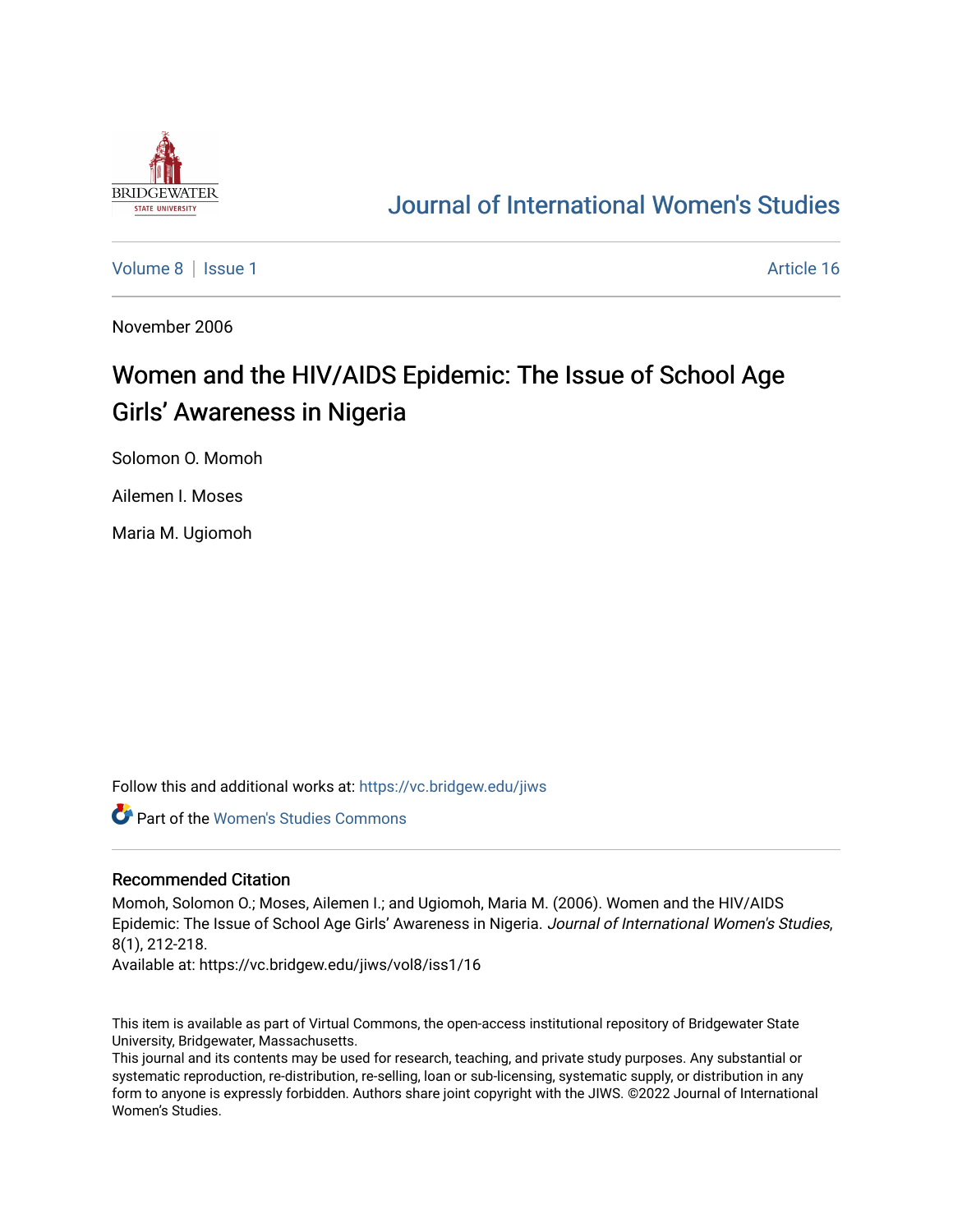Journal of International Women's Studies

Volume 8 | Issue 1 Article 16

November 2006

# Women and the HIV/AIDS Epidemic: The Issue of School Age Girls' Awareness in Nigeria

Solomon O. Momoh

Ailemen I. Moses

Maria M. Ugiomoh

Follow this and additional works at: https://vc.bridgew.edu/jiws

Part of the Women's Studies Commons

## Recommended Citation

Momoh, Solomon O.; Moses, Ailemen I.; and Ugiomoh, Maria M. (2006). Women and the HIV/AIDS Epidemic: The Issue of School Age Girls' Awareness in Nigeria. *Journal of International Women's Studies*, 8(1), 212-218.

Available at: https://vc.bridgew.edu/jiws/vol8/iss1/16

This item is available as part of Virtual Commons, the open-access institutional repository of Bridgewater State University, Bridgewater, Massachusetts.

This journal and its contents may be used for research, teaching, and private study purposes. Any substantial or systematic reproduction, re-distribution, re-selling, loan or sub-licensing, systematic supply, or distribution in any form to anyone is expressly forbidden. Authors share joint copyright with the JIWS. ©2022 Journal of International Women's Studies.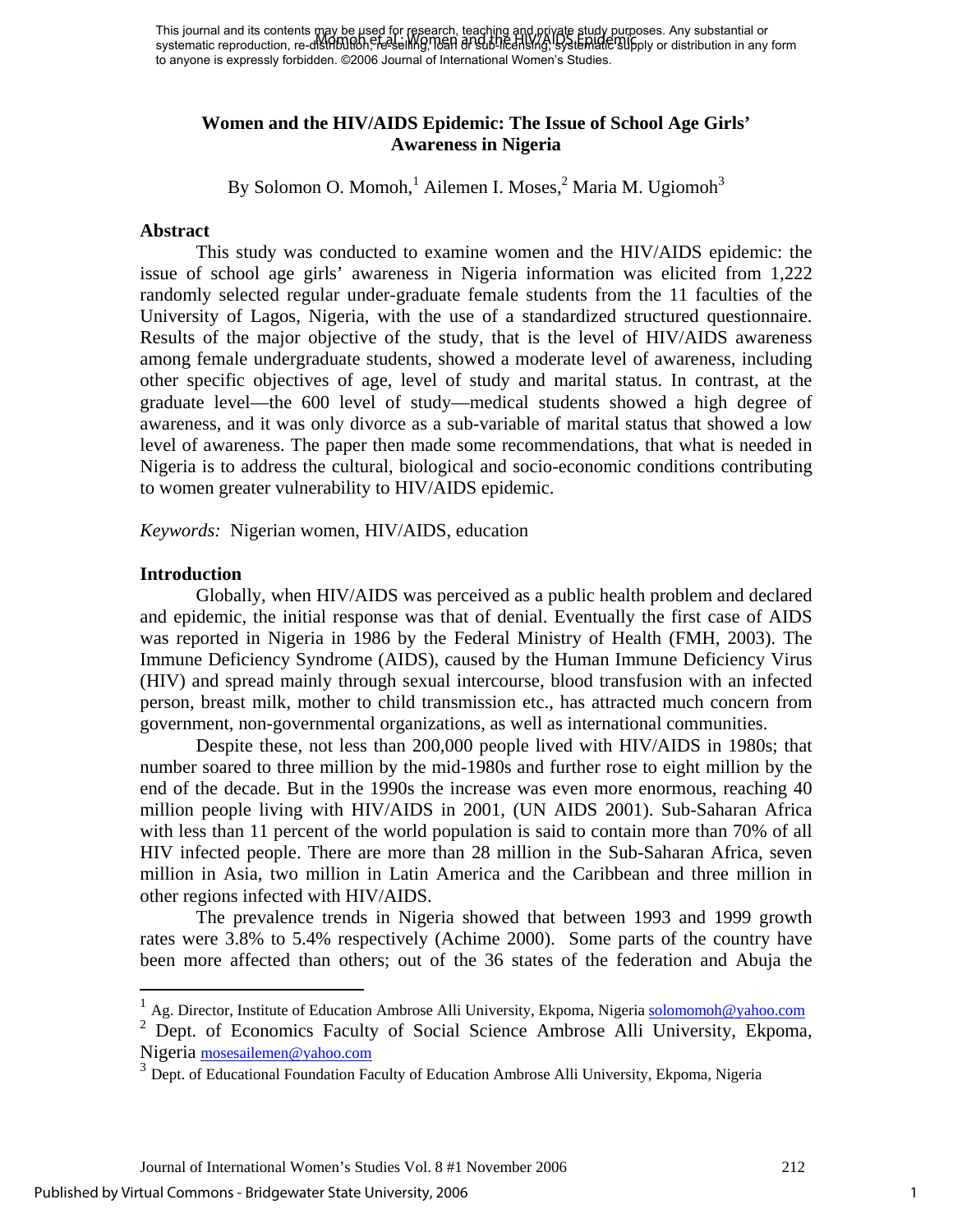# Women and the HIV/AIDS Epidemic: The Issue of School Age Girls' Awareness in Nigeria

By Solomon O. Momoh,[1] Ailemen I. Moses,[2] Maria M. Ugiomoh[3]

## Abstract

This study was conducted to examine women and the HIV/AIDS epidemic: the issue of school age girls' awareness in Nigeria information was elicited from 1,222 randomly selected regular under-graduate female students from the 11 faculties of the University of Lagos, Nigeria, with the use of a standardized structured questionnaire. Results of the major objective of the study, that is the level of HIV/AIDS awareness among female undergraduate students, showed a moderate level of awareness, including other specific objectives of age, level of study and marital status. In contrast, at the graduate level—the 600 level of study—medical students showed a high degree of awareness, and it was only divorce as a sub-variable of marital status that showed a low level of awareness. The paper then made some recommendations, that what is needed in Nigeria is to address the cultural, biological and socio-economic conditions contributing to women greater vulnerability to HIV/AIDS epidemic.

*Keywords:* Nigerian women, HIV/AIDS, education

## Introduction

Globally, when HIV/AIDS was perceived as a public health problem and declared and epidemic, the initial response was that of denial. Eventually the first case of AIDS was reported in Nigeria in 1986 by the Federal Ministry of Health (FMH, 2003). The Immune Deficiency Syndrome (AIDS), caused by the Human Immune Deficiency Virus (HIV) and spread mainly through sexual intercourse, blood transfusion with an infected person, breast milk, mother to child transmission etc., has attracted much concern from government, non-governmental organizations, as well as international communities.

Despite these, not less than 200,000 people lived with HIV/AIDS in 1980s; that number soared to three million by the mid-1980s and further rose to eight million by the end of the decade. But in the 1990s the increase was even more enormous, reaching 40 million people living with HIV/AIDS in 2001, (UN AIDS 2001). Sub-Saharan Africa with less than 11 percent of the world population is said to contain more than 70% of all HIV infected people. There are more than 28 million in the Sub-Saharan Africa, seven million in Asia, two million in Latin America and the Caribbean and three million in other regions infected with HIV/AIDS.

The prevalence trends in Nigeria showed that between 1993 and 1999 growth rates were 3.8% to 5.4% respectively (Achime 2000). Some parts of the country have been more affected than others; out of the 36 states of the federation and Abuja the

---

[1] Ag. Director, Institute of Education Ambrose Alli University, Ekpoma, Nigeria solomomoh@yahoo.com

[2] Dept. of Economics Faculty of Social Science Ambrose Alli University, Ekpoma, Nigeria mosesailemen@yahoo.com

[3] Dept. of Educational Foundation Faculty of Education Ambrose Alli University, Ekpoma, Nigeria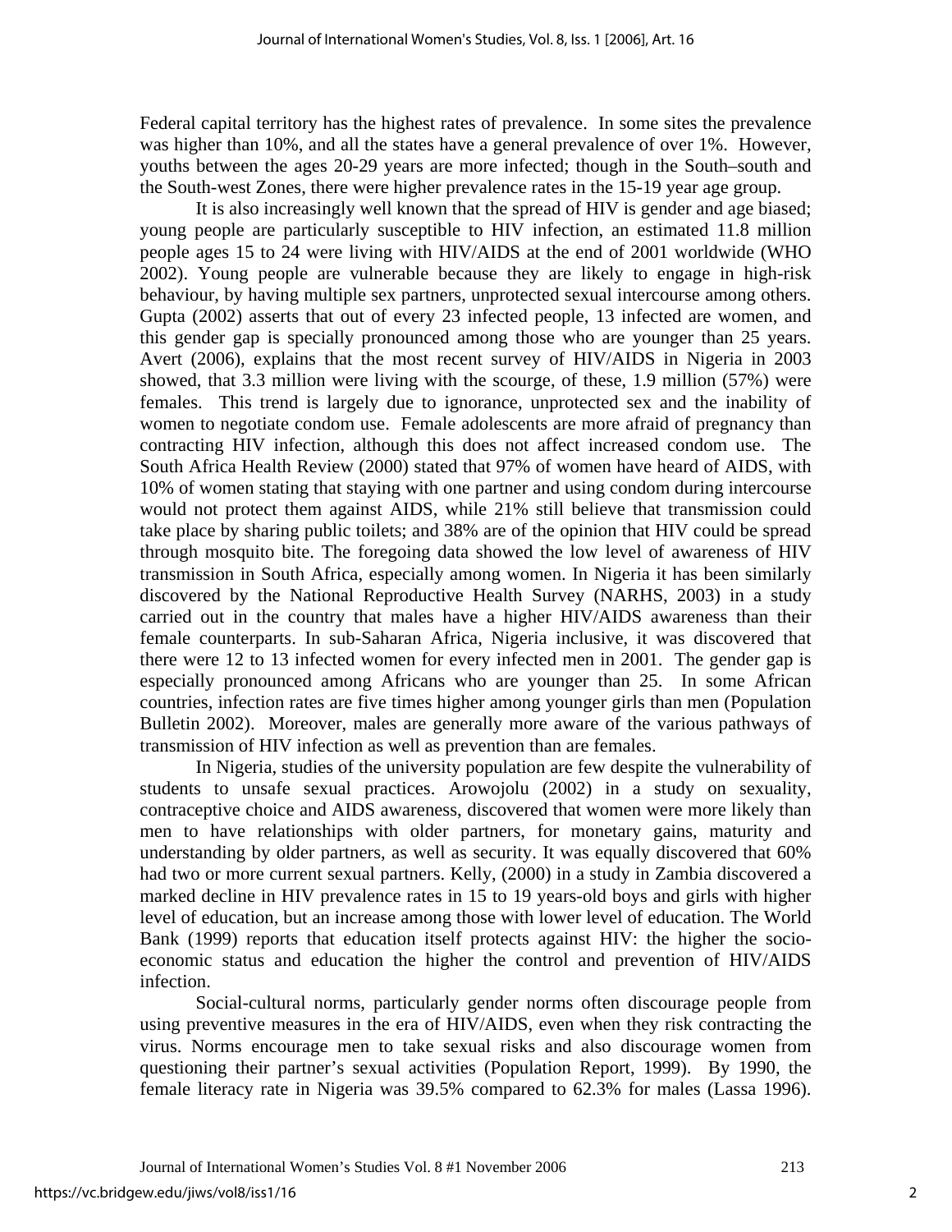Federal capital territory has the highest rates of prevalence. In some sites the prevalence was higher than 10%, and all the states have a general prevalence of over 1%. However, youths between the ages 20-29 years are more infected; though in the South–south and the South-west Zones, there were higher prevalence rates in the 15-19 year age group.

It is also increasingly well known that the spread of HIV is gender and age biased; young people are particularly susceptible to HIV infection, an estimated 11.8 million people ages 15 to 24 were living with HIV/AIDS at the end of 2001 worldwide (WHO 2002). Young people are vulnerable because they are likely to engage in high-risk behaviour, by having multiple sex partners, unprotected sexual intercourse among others. Gupta (2002) asserts that out of every 23 infected people, 13 infected are women, and this gender gap is specially pronounced among those who are younger than 25 years. Avert (2006), explains that the most recent survey of HIV/AIDS in Nigeria in 2003 showed, that 3.3 million were living with the scourge, of these, 1.9 million (57%) were females. This trend is largely due to ignorance, unprotected sex and the inability of women to negotiate condom use. Female adolescents are more afraid of pregnancy than contracting HIV infection, although this does not affect increased condom use. The South Africa Health Review (2000) stated that 97% of women have heard of AIDS, with 10% of women stating that staying with one partner and using condom during intercourse would not protect them against AIDS, while 21% still believe that transmission could take place by sharing public toilets; and 38% are of the opinion that HIV could be spread through mosquito bite. The foregoing data showed the low level of awareness of HIV transmission in South Africa, especially among women. In Nigeria it has been similarly discovered by the National Reproductive Health Survey (NARHS, 2003) in a study carried out in the country that males have a higher HIV/AIDS awareness than their female counterparts. In sub-Saharan Africa, Nigeria inclusive, it was discovered that there were 12 to 13 infected women for every infected men in 2001. The gender gap is especially pronounced among Africans who are younger than 25. In some African countries, infection rates are five times higher among younger girls than men (Population Bulletin 2002). Moreover, males are generally more aware of the various pathways of transmission of HIV infection as well as prevention than are females.

In Nigeria, studies of the university population are few despite the vulnerability of students to unsafe sexual practices. Arowojolu (2002) in a study on sexuality, contraceptive choice and AIDS awareness, discovered that women were more likely than men to have relationships with older partners, for monetary gains, maturity and understanding by older partners, as well as security. It was equally discovered that 60% had two or more current sexual partners. Kelly, (2000) in a study in Zambia discovered a marked decline in HIV prevalence rates in 15 to 19 years-old boys and girls with higher level of education, but an increase among those with lower level of education. The World Bank (1999) reports that education itself protects against HIV: the higher the socio-economic status and education the higher the control and prevention of HIV/AIDS infection.

Social-cultural norms, particularly gender norms often discourage people from using preventive measures in the era of HIV/AIDS, even when they risk contracting the virus. Norms encourage men to take sexual risks and also discourage women from questioning their partner's sexual activities (Population Report, 1999). By 1990, the female literacy rate in Nigeria was 39.5% compared to 62.3% for males (Lassa 1996).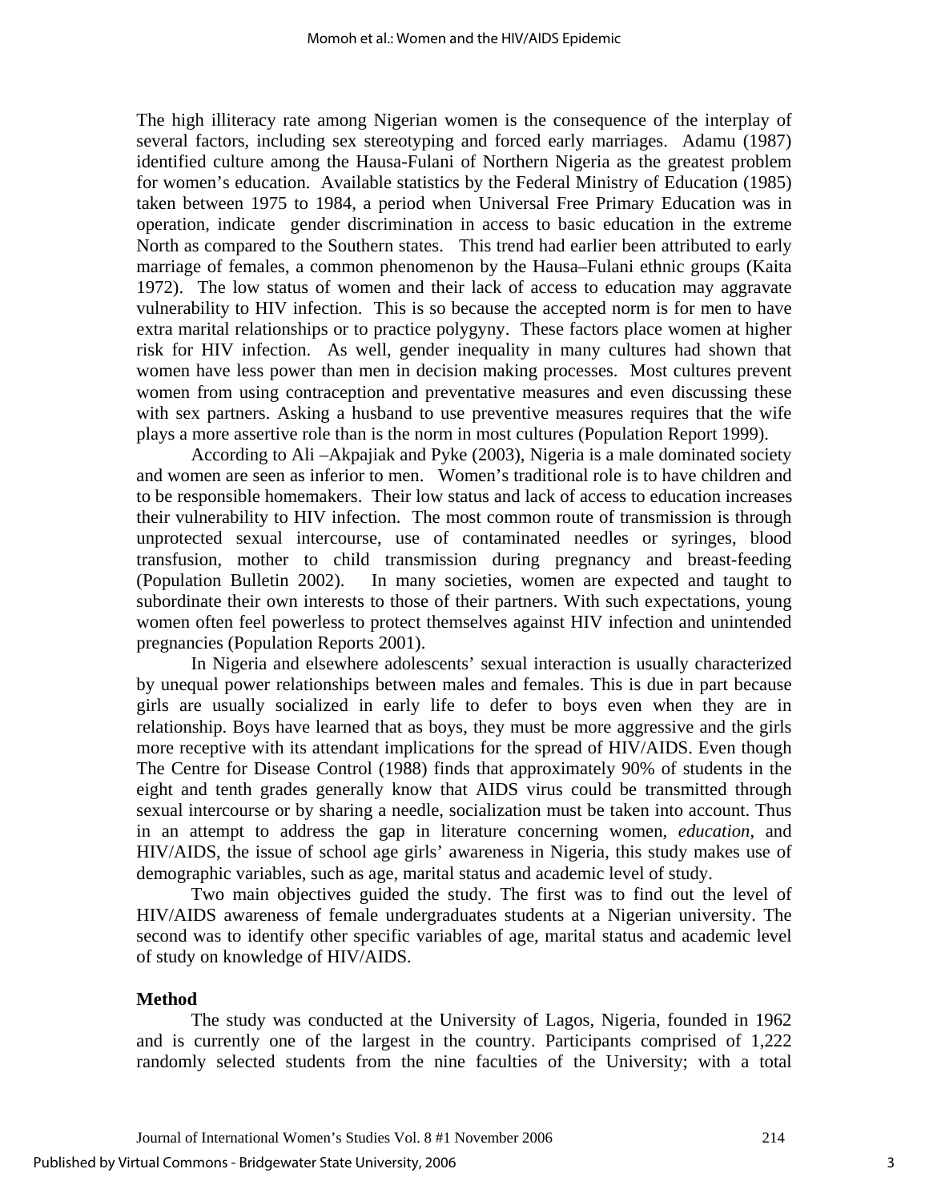The high illiteracy rate among Nigerian women is the consequence of the interplay of several factors, including sex stereotyping and forced early marriages. Adamu (1987) identified culture among the Hausa-Fulani of Northern Nigeria as the greatest problem for women's education. Available statistics by the Federal Ministry of Education (1985) taken between 1975 to 1984, a period when Universal Free Primary Education was in operation, indicate gender discrimination in access to basic education in the extreme North as compared to the Southern states. This trend had earlier been attributed to early marriage of females, a common phenomenon by the Hausa–Fulani ethnic groups (Kaita 1972). The low status of women and their lack of access to education may aggravate vulnerability to HIV infection. This is so because the accepted norm is for men to have extra marital relationships or to practice polygyny. These factors place women at higher risk for HIV infection. As well, gender inequality in many cultures had shown that women have less power than men in decision making processes. Most cultures prevent women from using contraception and preventative measures and even discussing these with sex partners. Asking a husband to use preventive measures requires that the wife plays a more assertive role than is the norm in most cultures (Population Report 1999).

According to Ali –Akpajiak and Pyke (2003), Nigeria is a male dominated society and women are seen as inferior to men. Women's traditional role is to have children and to be responsible homemakers. Their low status and lack of access to education increases their vulnerability to HIV infection. The most common route of transmission is through unprotected sexual intercourse, use of contaminated needles or syringes, blood transfusion, mother to child transmission during pregnancy and breast-feeding (Population Bulletin 2002). In many societies, women are expected and taught to subordinate their own interests to those of their partners. With such expectations, young women often feel powerless to protect themselves against HIV infection and unintended pregnancies (Population Reports 2001).

In Nigeria and elsewhere adolescents' sexual interaction is usually characterized by unequal power relationships between males and females. This is due in part because girls are usually socialized in early life to defer to boys even when they are in relationship. Boys have learned that as boys, they must be more aggressive and the girls more receptive with its attendant implications for the spread of HIV/AIDS. Even though The Centre for Disease Control (1988) finds that approximately 90% of students in the eight and tenth grades generally know that AIDS virus could be transmitted through sexual intercourse or by sharing a needle, socialization must be taken into account. Thus in an attempt to address the gap in literature concerning women, *education*, and HIV/AIDS, the issue of school age girls' awareness in Nigeria, this study makes use of demographic variables, such as age, marital status and academic level of study.

Two main objectives guided the study. The first was to find out the level of HIV/AIDS awareness of female undergraduates students at a Nigerian university. The second was to identify other specific variables of age, marital status and academic level of study on knowledge of HIV/AIDS.

## Method

The study was conducted at the University of Lagos, Nigeria, founded in 1962 and is currently one of the largest in the country. Participants comprised of 1,222 randomly selected students from the nine faculties of the University; with a total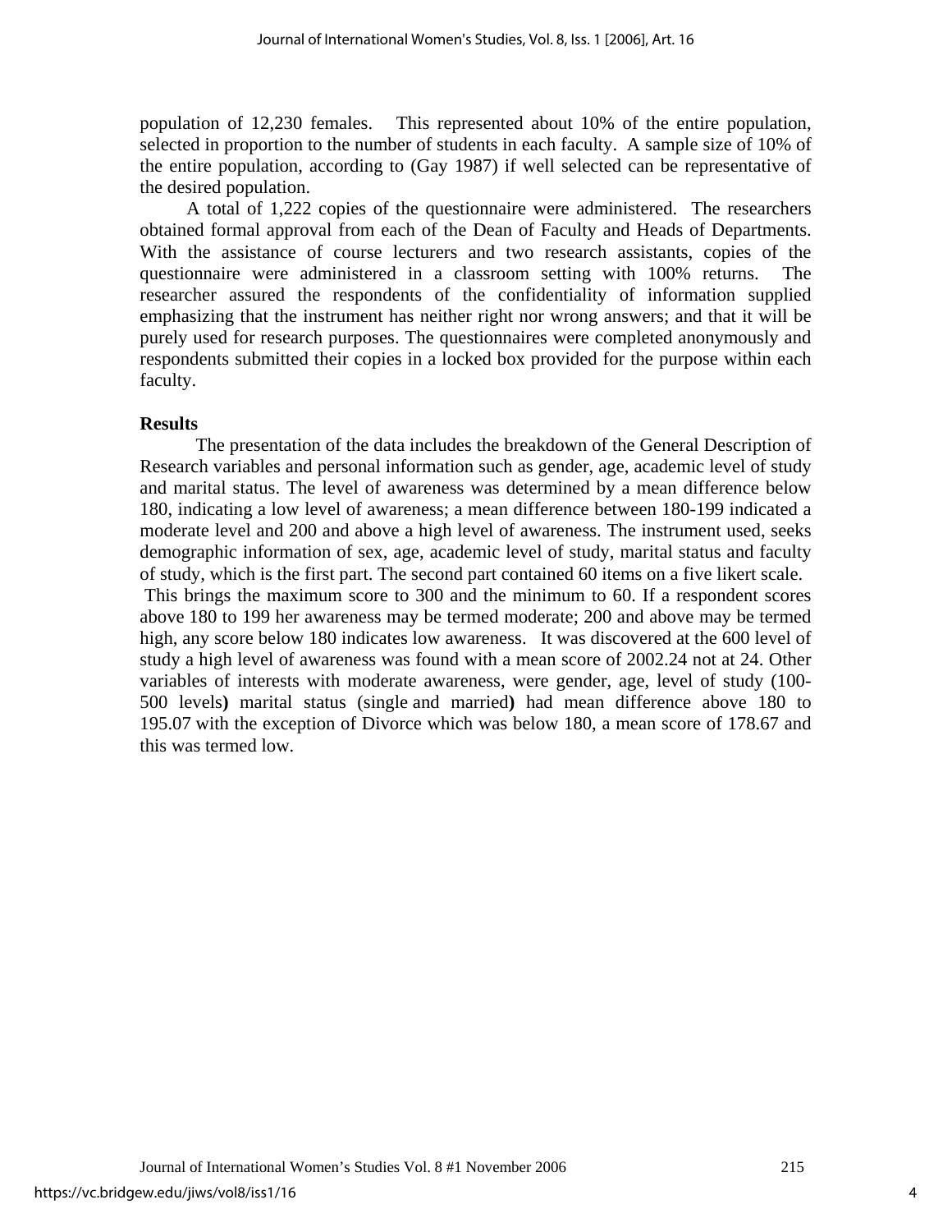population of 12,230 females. This represented about 10% of the entire population, selected in proportion to the number of students in each faculty. A sample size of 10% of the entire population, according to (Gay 1987) if well selected can be representative of the desired population.

A total of 1,222 copies of the questionnaire were administered. The researchers obtained formal approval from each of the Dean of Faculty and Heads of Departments. With the assistance of course lecturers and two research assistants, copies of the questionnaire were administered in a classroom setting with 100% returns. The researcher assured the respondents of the confidentiality of information supplied emphasizing that the instrument has neither right nor wrong answers; and that it will be purely used for research purposes. The questionnaires were completed anonymously and respondents submitted their copies in a locked box provided for the purpose within each faculty.

**Results**

The presentation of the data includes the breakdown of the General Description of Research variables and personal information such as gender, age, academic level of study and marital status. The level of awareness was determined by a mean difference below 180, indicating a low level of awareness; a mean difference between 180-199 indicated a moderate level and 200 and above a high level of awareness. The instrument used, seeks demographic information of sex, age, academic level of study, marital status and faculty of study, which is the first part. The second part contained 60 items on a five likert scale. This brings the maximum score to 300 and the minimum to 60. If a respondent scores above 180 to 199 her awareness may be termed moderate; 200 and above may be termed high, any score below 180 indicates low awareness. It was discovered at the 600 level of study a high level of awareness was found with a mean score of 2002.24 not at 24. Other variables of interests with moderate awareness, were gender, age, level of study (100-500 levels**)** marital status (single and married**)** had mean difference above 180 to 195.07 with the exception of Divorce which was below 180, a mean score of 178.67 and this was termed low.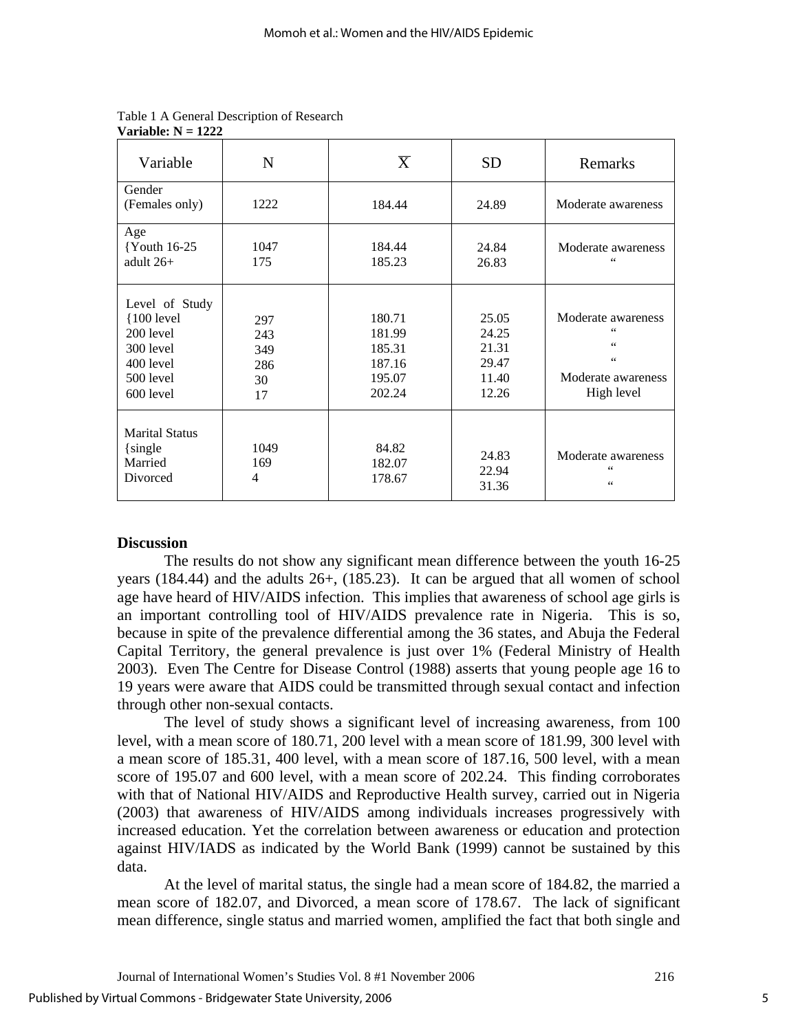Table 1 A General Description of Research
**Variable: N = 1222**

| Variable | N | $\overline{X}$ | SD | Remarks |
|---|---|---|---|---|
| Gender (Females only) | 1222 | 184.44 | 24.89 | Moderate awareness |
| Age {Youth 16-25 adult 26+ | 1047 175 | 184.44 185.23 | 24.84 26.83 | Moderate awareness " |
| Level of Study {100 level 200 level 300 level 400 level 500 level 600 level | 297 243 349 286 30 17 | 180.71 181.99 185.31 187.16 195.07 202.24 | 25.05 24.25 21.31 29.47 11.40 12.26 | Moderate awareness " " " Moderate awareness High level |
| Marital Status {single Married Divorced | 1049 169 4 | 84.82 182.07 178.67 | 24.83 22.94 31.36 | Moderate awareness " " |

**Discussion**

The results do not show any significant mean difference between the youth 16-25 years (184.44) and the adults 26+, (185.23). It can be argued that all women of school age have heard of HIV/AIDS infection. This implies that awareness of school age girls is an important controlling tool of HIV/AIDS prevalence rate in Nigeria. This is so, because in spite of the prevalence differential among the 36 states, and Abuja the Federal Capital Territory, the general prevalence is just over 1% (Federal Ministry of Health 2003). Even The Centre for Disease Control (1988) asserts that young people age 16 to 19 years were aware that AIDS could be transmitted through sexual contact and infection through other non-sexual contacts.

The level of study shows a significant level of increasing awareness, from 100 level, with a mean score of 180.71, 200 level with a mean score of 181.99, 300 level with a mean score of 185.31, 400 level, with a mean score of 187.16, 500 level, with a mean score of 195.07 and 600 level, with a mean score of 202.24. This finding corroborates with that of National HIV/AIDS and Reproductive Health survey, carried out in Nigeria (2003) that awareness of HIV/AIDS among individuals increases progressively with increased education. Yet the correlation between awareness or education and protection against HIV/IADS as indicated by the World Bank (1999) cannot be sustained by this data.

At the level of marital status, the single had a mean score of 184.82, the married a mean score of 182.07, and Divorced, a mean score of 178.67. The lack of significant mean difference, single status and married women, amplified the fact that both single and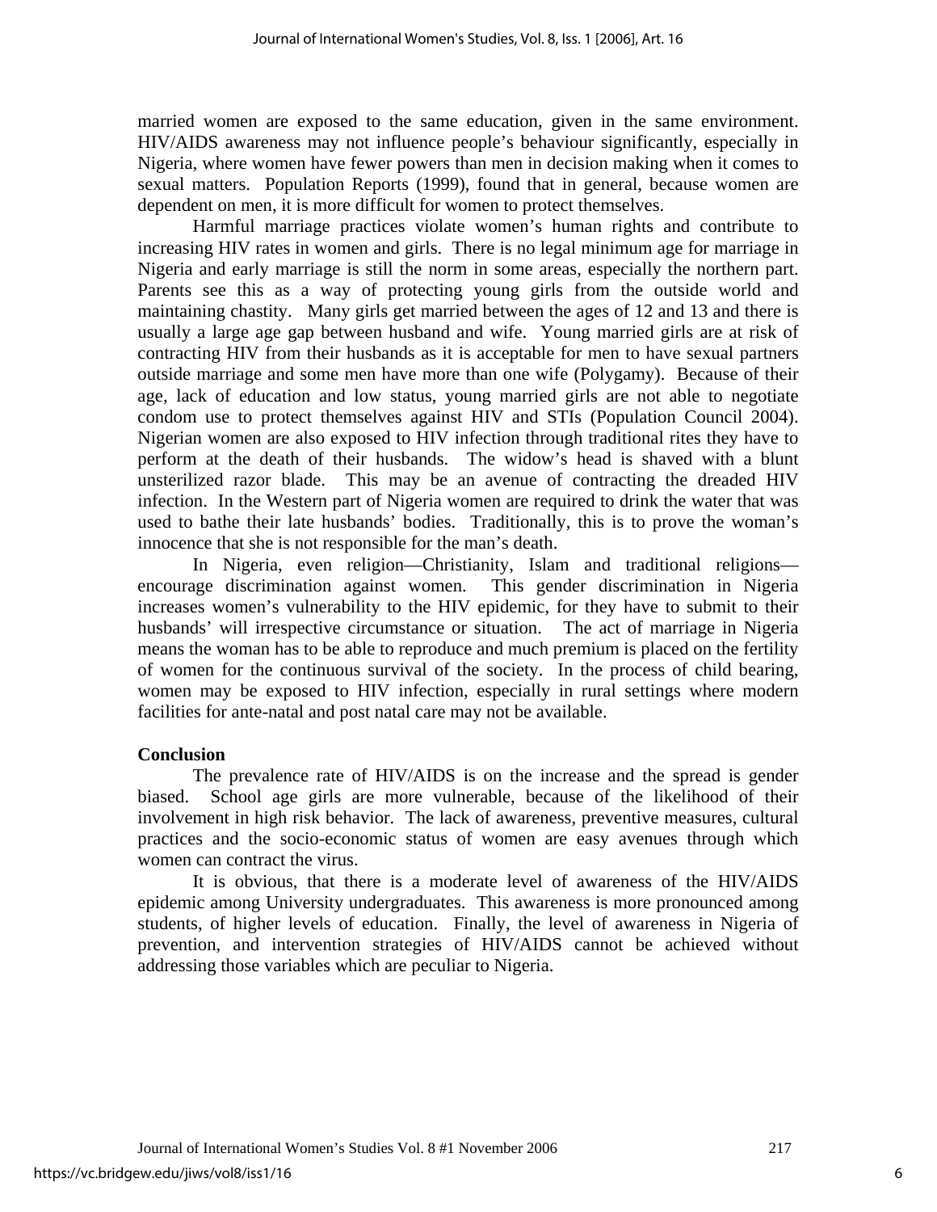married women are exposed to the same education, given in the same environment. HIV/AIDS awareness may not influence people's behaviour significantly, especially in Nigeria, where women have fewer powers than men in decision making when it comes to sexual matters. Population Reports (1999), found that in general, because women are dependent on men, it is more difficult for women to protect themselves.

Harmful marriage practices violate women's human rights and contribute to increasing HIV rates in women and girls. There is no legal minimum age for marriage in Nigeria and early marriage is still the norm in some areas, especially the northern part. Parents see this as a way of protecting young girls from the outside world and maintaining chastity. Many girls get married between the ages of 12 and 13 and there is usually a large age gap between husband and wife. Young married girls are at risk of contracting HIV from their husbands as it is acceptable for men to have sexual partners outside marriage and some men have more than one wife (Polygamy). Because of their age, lack of education and low status, young married girls are not able to negotiate condom use to protect themselves against HIV and STIs (Population Council 2004). Nigerian women are also exposed to HIV infection through traditional rites they have to perform at the death of their husbands. The widow's head is shaved with a blunt unsterilized razor blade. This may be an avenue of contracting the dreaded HIV infection. In the Western part of Nigeria women are required to drink the water that was used to bathe their late husbands' bodies. Traditionally, this is to prove the woman's innocence that she is not responsible for the man's death.

In Nigeria, even religion—Christianity, Islam and traditional religions—encourage discrimination against women. This gender discrimination in Nigeria increases women's vulnerability to the HIV epidemic, for they have to submit to their husbands' will irrespective circumstance or situation. The act of marriage in Nigeria means the woman has to be able to reproduce and much premium is placed on the fertility of women for the continuous survival of the society. In the process of child bearing, women may be exposed to HIV infection, especially in rural settings where modern facilities for ante-natal and post natal care may not be available.

**Conclusion**

The prevalence rate of HIV/AIDS is on the increase and the spread is gender biased. School age girls are more vulnerable, because of the likelihood of their involvement in high risk behavior. The lack of awareness, preventive measures, cultural practices and the socio-economic status of women are easy avenues through which women can contract the virus.

It is obvious, that there is a moderate level of awareness of the HIV/AIDS epidemic among University undergraduates. This awareness is more pronounced among students, of higher levels of education. Finally, the level of awareness in Nigeria of prevention, and intervention strategies of HIV/AIDS cannot be achieved without addressing those variables which are peculiar to Nigeria.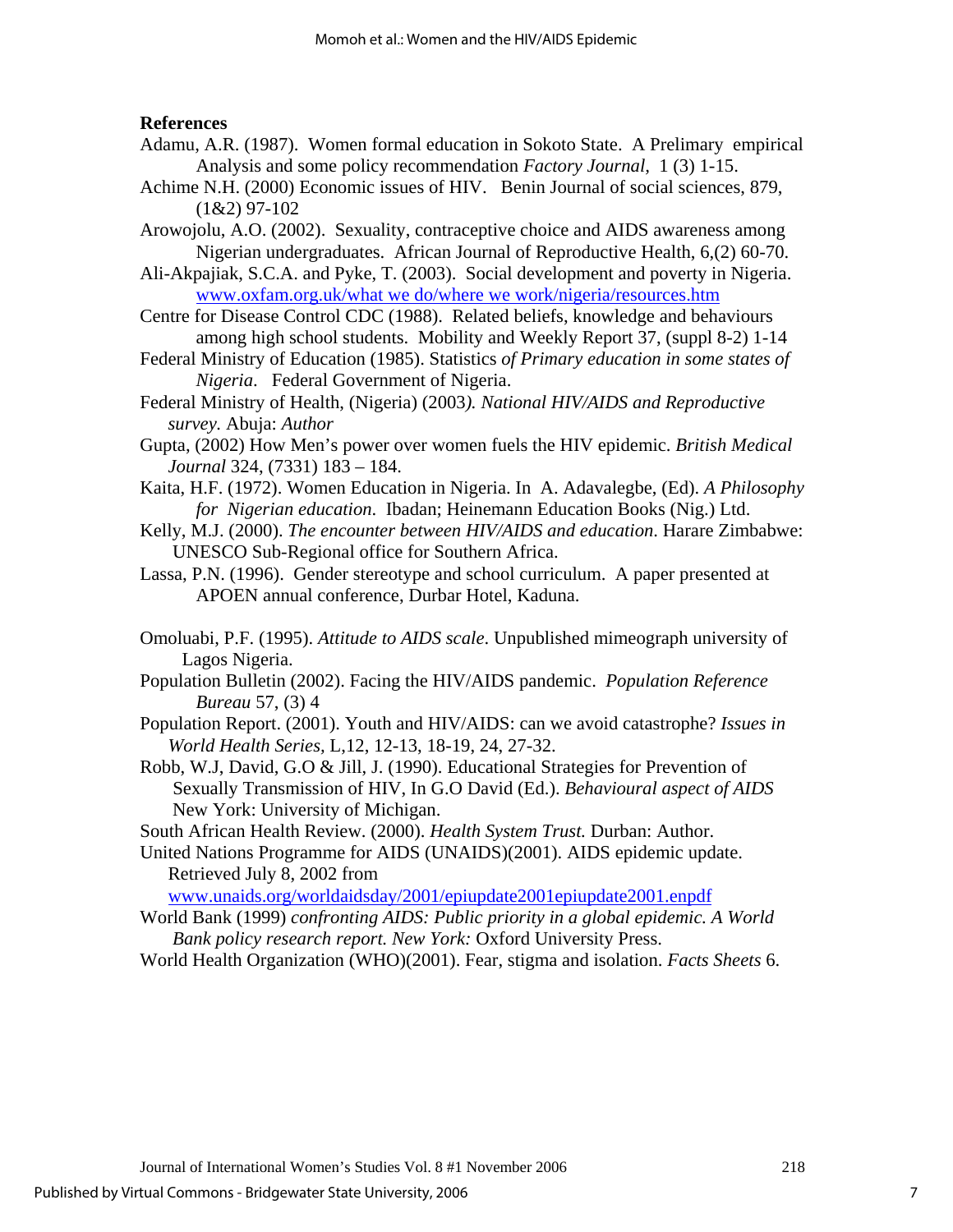**References**

Adamu, A.R. (1987). Women formal education in Sokoto State. A Prelimary empirical Analysis and some policy recommendation *Factory Journal*, 1 (3) 1-15.

Achime N.H. (2000) Economic issues of HIV. Benin Journal of social sciences, 879, (1&2) 97-102

Arowojolu, A.O. (2002). Sexuality, contraceptive choice and AIDS awareness among Nigerian undergraduates. African Journal of Reproductive Health, 6,(2) 60-70.

Ali-Akpajiak, S.C.A. and Pyke, T. (2003). Social development and poverty in Nigeria. www.oxfam.org.uk/what we do/where we work/nigeria/resources.htm

Centre for Disease Control CDC (1988). Related beliefs, knowledge and behaviours among high school students. Mobility and Weekly Report 37, (suppl 8-2) 1-14

Federal Ministry of Education (1985). Statistics *of Primary education in some states of Nigeria*. Federal Government of Nigeria.

Federal Ministry of Health, (Nigeria) (2003*). National HIV/AIDS and Reproductive survey.* Abuja: *Author*

Gupta, (2002) How Men's power over women fuels the HIV epidemic. *British Medical Journal* 324, (7331) 183 – 184.

Kaita, H.F. (1972). Women Education in Nigeria. In A. Adavalegbe, (Ed). *A Philosophy for Nigerian education*. Ibadan; Heinemann Education Books (Nig.) Ltd.

Kelly, M.J. (2000). *The encounter between HIV/AIDS and education*. Harare Zimbabwe: UNESCO Sub-Regional office for Southern Africa.

Lassa, P.N. (1996). Gender stereotype and school curriculum. A paper presented at APOEN annual conference, Durbar Hotel, Kaduna.

Omoluabi, P.F. (1995). *Attitude to AIDS scale*. Unpublished mimeograph university of Lagos Nigeria.

Population Bulletin (2002). Facing the HIV/AIDS pandemic. *Population Reference Bureau* 57, (3) 4

Population Report. (2001). Youth and HIV/AIDS: can we avoid catastrophe? *Issues in World Health Series,* L,12, 12-13, 18-19, 24, 27-32.

Robb, W.J, David, G.O & Jill, J. (1990). Educational Strategies for Prevention of Sexually Transmission of HIV, In G.O David (Ed.). *Behavioural aspect of AIDS* New York: University of Michigan.

South African Health Review. (2000). *Health System Trust.* Durban: Author.

United Nations Programme for AIDS (UNAIDS)(2001). AIDS epidemic update. Retrieved July 8, 2002 from www.unaids.org/worldaidsday/2001/epiupdate2001epiupdate2001.enpdf

World Bank (1999) *confronting AIDS: Public priority in a global epidemic. A World Bank policy research report. New York:* Oxford University Press.

World Health Organization (WHO)(2001). Fear, stigma and isolation. *Facts Sheets* 6.